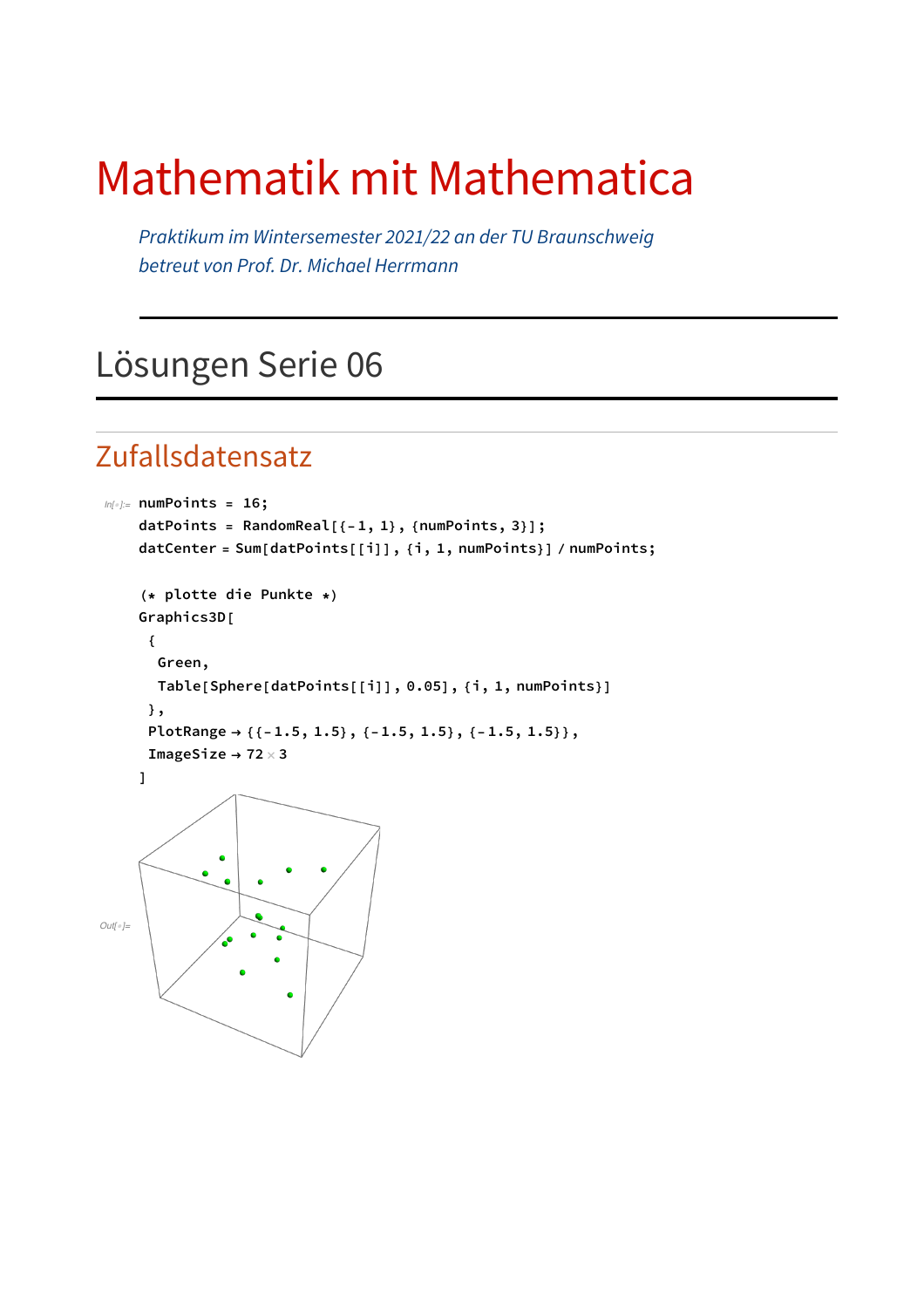# Mathematik mit Mathematica

*Praktikum im Wintersemester 2021/22 an der TU Braunschweig*
*betreut von Prof. Dr. Michael Herrmann*

---

## Lösungen Serie 06

---

### Zufallsdatensatz

In[∘]:=
```
numPoints = 16;
datPoints = RandomReal[{-1, 1}, {numPoints, 3}];
datCenter = Sum[datPoints[[i]], {i, 1, numPoints}] / numPoints;

(* plotte die Punkte *)
Graphics3D[
 {
  Green,
  Table[Sphere[datPoints[[i]], 0.05], {i, 1, numPoints}]
 },
 PlotRange → {{-1.5, 1.5}, {-1.5, 1.5}, {-1.5, 1.5}},
 ImageSize → 72 × 3
]
```

Out[∘]=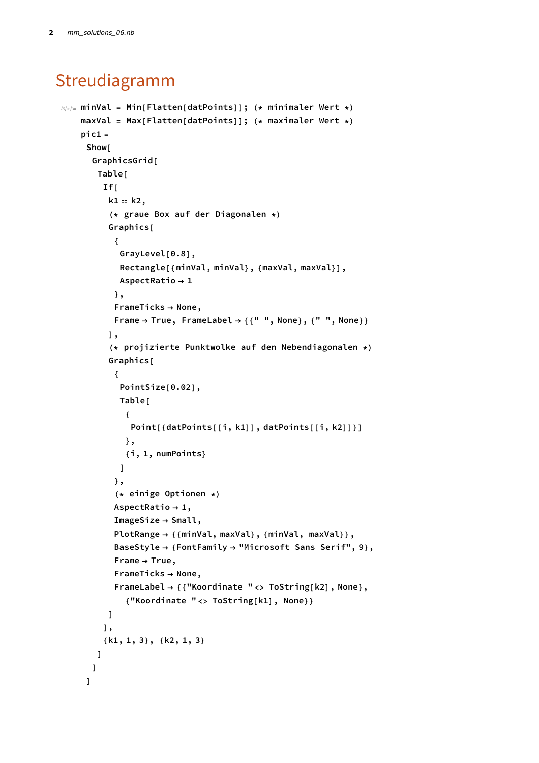## Streudiagramm

```
minVal = Min[Flatten[datPoints]]; (* minimaler Wert *)
maxVal = Max[Flatten[datPoints]]; (* maximaler Wert *)
pic1 =
 Show[
  GraphicsGrid[
   Table[
    If[
     k1 == k2,
     (* graue Box auf der Diagonalen *)
     Graphics[
      {
       GrayLevel[0.8],
       Rectangle[{minVal, minVal}, {maxVal, maxVal}],
       AspectRatio → 1
      },
      FrameTicks → None,
      Frame → True, FrameLabel → {{" ", None}, {" ", None}}
     ],
     (* projizierte Punktwolke auf den Nebendiagonalen *)
     Graphics[
      {
       PointSize[0.02],
       Table[
        {
         Point[{datPoints[[i, k1]], datPoints[[i, k2]]}]
        },
        {i, 1, numPoints}
       ]
      },
      (* einige Optionen *)
      AspectRatio → 1,
      ImageSize → Small,
      PlotRange → {{minVal, maxVal}, {minVal, maxVal}},
      BaseStyle → {FontFamily → "Microsoft Sans Serif", 9},
      Frame → True,
      FrameTicks → None,
      FrameLabel → {{"Koordinate " <> ToString[k2], None},
        {"Koordinate " <> ToString[k1], None}}
     ]
    ],
    {k1, 1, 3}, {k2, 1, 3}
   ]
  ]
 ]
```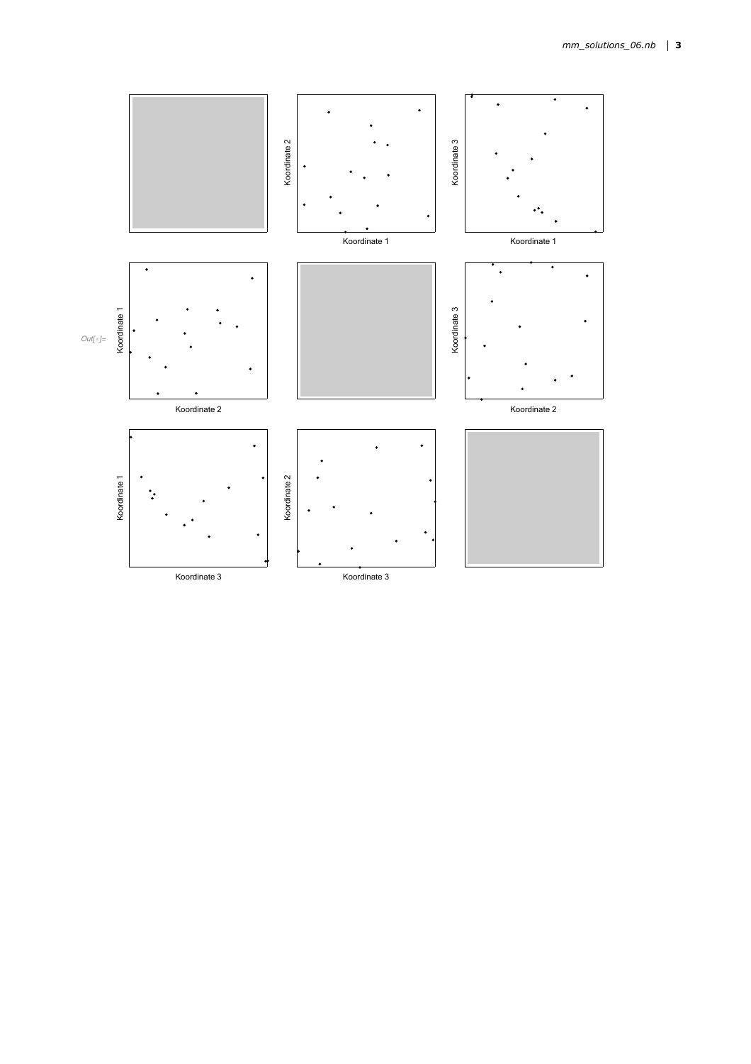Out[ ]=

Koordinate 2

Koordinate 3

Koordinate 1

Koordinate 1

Koordinate 1

Koordinate 3

Koordinate 2

Koordinate 2

Koordinate 1

Koordinate 2

Koordinate 3

Koordinate 3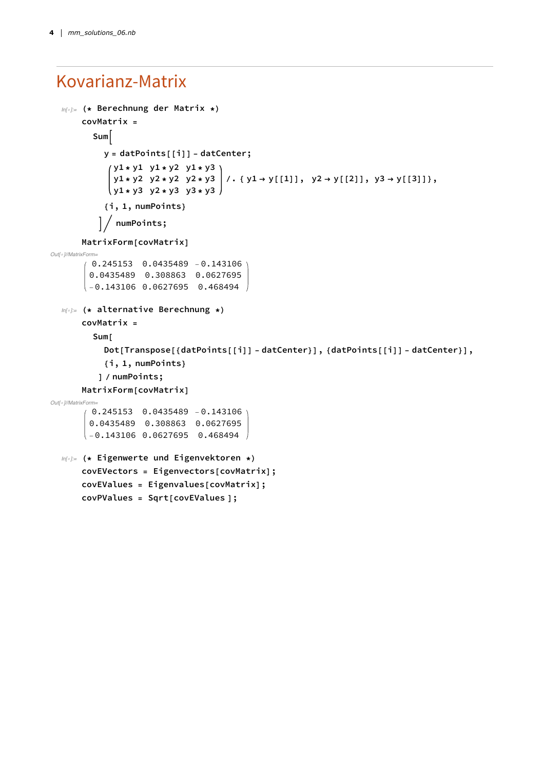# Kovarianz-Matrix

```
(* Berechnung der Matrix *)
covMatrix =
  Sum[
    y = datPoints[[i]] - datCenter;
    {{y1*y1, y1*y2, y1*y3},
     {y1*y2, y2*y2, y2*y3},
     {y1*y3, y2*y3, y3*y3}} /. {y1 -> y[[1]], y2 -> y[[2]], y3 -> y[[3]]},
    {i, 1, numPoints}
  ] / numPoints;
MatrixForm[covMatrix]
```

$$
\begin{pmatrix}
0.245153 & 0.0435489 & -0.143106 \\
0.0435489 & 0.308863 & 0.0627695 \\
-0.143106 & 0.0627695 & 0.468494
\end{pmatrix}
$$

```
(* alternative Berechnung *)
covMatrix =
  Sum[
    Dot[Transpose[{datPoints[[i]] - datCenter}], {datPoints[[i]] - datCenter}],
    {i, 1, numPoints}
  ] / numPoints;
MatrixForm[covMatrix]
```

$$
\begin{pmatrix}
0.245153 & 0.0435489 & -0.143106 \\
0.0435489 & 0.308863 & 0.0627695 \\
-0.143106 & 0.0627695 & 0.468494
\end{pmatrix}
$$

```
(* Eigenwerte und Eigenvektoren *)
covEVectors = Eigenvectors[covMatrix];
covEValues = Eigenvalues[covMatrix];
covPValues = Sqrt[covEValues ];
```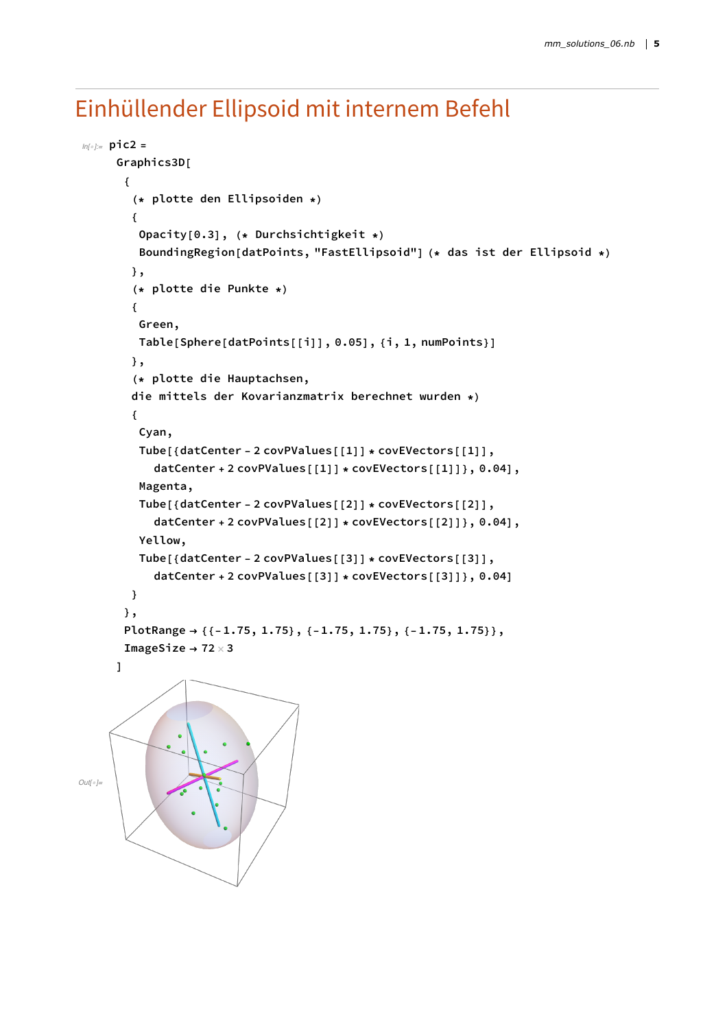# Einhüllender Ellipsoid mit internem Befehl

```
pic2 =
  Graphics3D[
   {
    (* plotte den Ellipsoiden *)
    {
     Opacity[0.3], (* Durchsichtigkeit *)
     BoundingRegion[datPoints, "FastEllipsoid"] (* das ist der Ellipsoid *)
    },
    (* plotte die Punkte *)
    {
     Green,
     Table[Sphere[datPoints[[i]], 0.05], {i, 1, numPoints}]
    },
    (* plotte die Hauptachsen,
    die mittels der Kovarianzmatrix berechnet wurden *)
    {
     Cyan,
     Tube[{datCenter - 2 covPValues[[1]] * covEVectors[[1]],
       datCenter + 2 covPValues[[1]] * covEVectors[[1]]}, 0.04],
     Magenta,
     Tube[{datCenter - 2 covPValues[[2]] * covEVectors[[2]],
       datCenter + 2 covPValues[[2]] * covEVectors[[2]]}, 0.04],
     Yellow,
     Tube[{datCenter - 2 covPValues[[3]] * covEVectors[[3]],
       datCenter + 2 covPValues[[3]] * covEVectors[[3]]}, 0.04]
    }
   },
   PlotRange → {{-1.75, 1.75}, {-1.75, 1.75}, {-1.75, 1.75}},
   ImageSize → 72 × 3
  ]
```